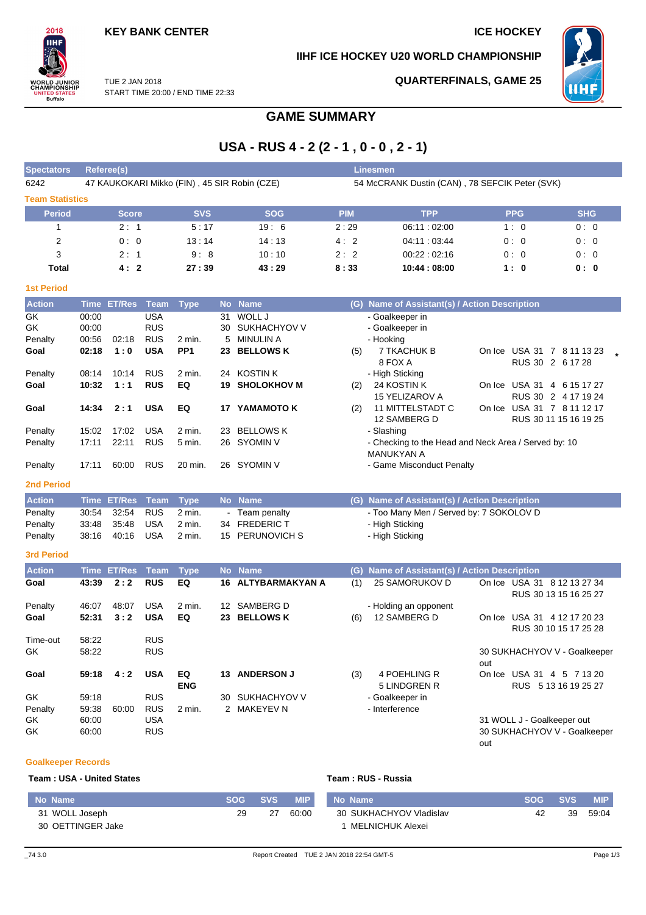KEY BANK CENTER

ICE HOCKEY

IIHF ICE HOCKEY U20 WORLD CHAMPIONSHIP

TUE 2 JAN 2018
START TIME 20:00 / END TIME 22:33

QUARTERFINALS, GAME 25

# GAME SUMMARY

## USA - RUS 4 - 2 (2 - 1 , 0 - 0 , 2 - 1)

| Spectators | Referee(s) | Linesmen |
|---|---|---|
| 6242 | 47 KAUKOKARI Mikko (FIN) , 45 SIR Robin (CZE) | 54 McCRANK Dustin (CAN) , 78 SEFCIK Peter (SVK) |

### Team Statistics

| Period | Score | SVS | SOG | PIM | TPP | PPG | SHG |
|---|---|---|---|---|---|---|---|
| 1 | 2 : 1 | 5 : 17 | 19 : 6 | 2 : 29 | 06:11 : 02:00 | 1 : 0 | 0 : 0 |
| 2 | 0 : 0 | 13 : 14 | 14 : 13 | 4 : 2 | 04:11 : 03:44 | 0 : 0 | 0 : 0 |
| 3 | 2 : 1 | 9 : 8 | 10 : 10 | 2 : 2 | 00:22 : 02:16 | 0 : 0 | 0 : 0 |
| **Total** | **4 : 2** | **27 : 39** | **43 : 29** | **8 : 33** | **10:44 : 08:00** | **1 : 0** | **0 : 0** |

### 1st Period

| Action | Time | ET/Res | Team | Type | No | Name | (G) | Name of Assistant(s) / Action Description | |
|---|---|---|---|---|---|---|---|---|---|
| GK | 00:00 | | USA | | 31 | WOLL J | | - Goalkeeper in | |
| GK | 00:00 | | RUS | | 30 | SUKHACHYOV V | | - Goalkeeper in | |
| Penalty | 00:56 | 02:18 | RUS | 2 min. | 5 | MINULIN A | | - Hooking | |
| **Goal** | **02:18** | **1 : 0** | **USA** | **PP1** | **23** | **BELLOWS K** | (5) | 7 TKACHUK B<br>8 FOX A | On Ice USA 31 7 8 11 13 23 *<br>RUS 30 2 6 17 28 |
| Penalty | 08:14 | 10:14 | RUS | 2 min. | 24 | KOSTIN K | | - High Sticking | |
| **Goal** | **10:32** | **1 : 1** | **RUS** | **EQ** | **19** | **SHOLOKHOV M** | (2) | 24 KOSTIN K<br>15 YELIZAROV A | On Ice USA 31 4 6 15 17 27<br>RUS 30 2 4 17 19 24 |
| **Goal** | **14:34** | **2 : 1** | **USA** | **EQ** | **17** | **YAMAMOTO K** | (2) | 11 MITTELSTADT C<br>12 SAMBERG D | On Ice USA 31 7 8 11 12 17<br>RUS 30 11 15 16 19 25 |
| Penalty | 15:02 | 17:02 | USA | 2 min. | 23 | BELLOWS K | | - Slashing | |
| Penalty | 17:11 | 22:11 | RUS | 5 min. | 26 | SYOMIN V | | - Checking to the Head and Neck Area / Served by: 10 MANUKYAN A | |
| Penalty | 17:11 | 60:00 | RUS | 20 min. | 26 | SYOMIN V | | - Game Misconduct Penalty | |

### 2nd Period

| Action | Time | ET/Res | Team | Type | No | Name | (G) | Name of Assistant(s) / Action Description |
|---|---|---|---|---|---|---|---|---|
| Penalty | 30:54 | 32:54 | RUS | 2 min. | - | Team penalty | | - Too Many Men / Served by: 7 SOKOLOV D |
| Penalty | 33:48 | 35:48 | USA | 2 min. | 34 | FREDERIC T | | - High Sticking |
| Penalty | 38:16 | 40:16 | USA | 2 min. | 15 | PERUNOVICH S | | - High Sticking |

### 3rd Period

| Action | Time | ET/Res | Team | Type | No | Name | (G) | Name of Assistant(s) / Action Description | |
|---|---|---|---|---|---|---|---|---|---|
| **Goal** | **43:39** | **2 : 2** | **RUS** | **EQ** | **16** | **ALTYBARMAKYAN A** | (1) | 25 SAMORUKOV D | On Ice USA 31 8 12 13 27 34<br>RUS 30 13 15 16 25 27 |
| Penalty | 46:07 | 48:07 | USA | 2 min. | 12 | SAMBERG D | | - Holding an opponent | |
| **Goal** | **52:31** | **3 : 2** | **USA** | **EQ** | **23** | **BELLOWS K** | (6) | 12 SAMBERG D | On Ice USA 31 4 12 17 20 23<br>RUS 30 10 15 17 25 28 |
| Time-out | 58:22 | | RUS | | | | | | |
| GK | 58:22 | | RUS | | | | | | 30 SUKHACHYOV V - Goalkeeper out |
| **Goal** | **59:18** | **4 : 2** | **USA** | **EQ ENG** | **13** | **ANDERSON J** | (3) | 4 POEHLING R<br>5 LINDGREN R | On Ice USA 31 4 5 7 13 20<br>RUS 5 13 16 19 25 27 |
| GK | 59:18 | | RUS | | 30 | SUKHACHYOV V | | - Goalkeeper in | |
| Penalty | 59:38 | 60:00 | RUS | 2 min. | 2 | MAKEYEV N | | - Interference | |
| GK | 60:00 | | USA | | | | | | 31 WOLL J - Goalkeeper out |
| GK | 60:00 | | RUS | | | | | | 30 SUKHACHYOV V - Goalkeeper out |

### Goalkeeper Records

**Team : USA - United States**

| No | Name | SOG | SVS | MIP |
|---|---|---|---|---|
| 31 | WOLL Joseph | 29 | 27 | 60:00 |
| 30 | OETTINGER Jake | | | |

**Team : RUS - Russia**

| No | Name | SOG | SVS | MIP |
|---|---|---|---|---|
| 30 | SUKHACHYOV Vladislav | 42 | 39 | 59:04 |
| 1 | MELNICHUK Alexei | | | |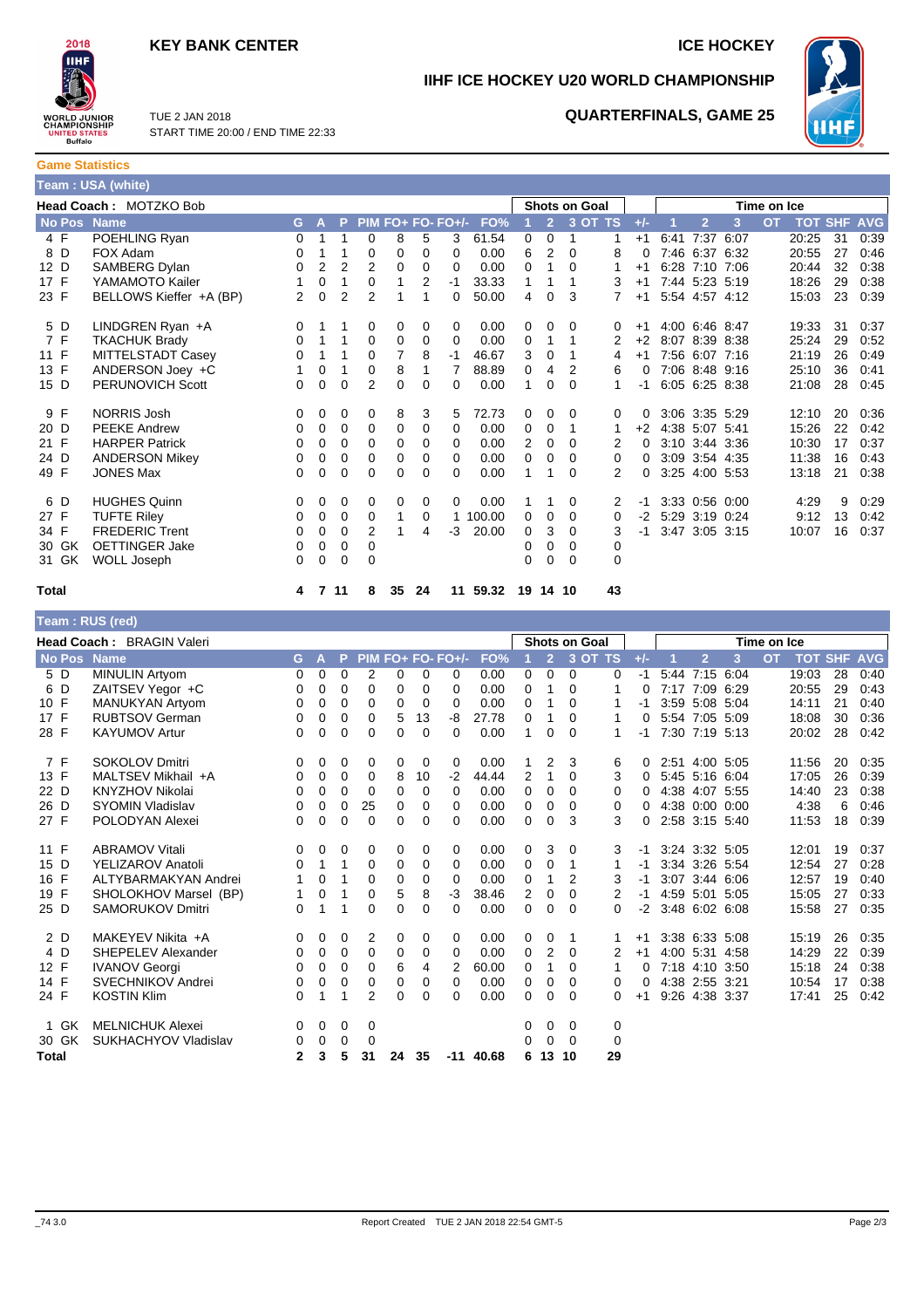**KEY BANK CENTER** **ICE HOCKEY**

## IIHF ICE HOCKEY U20 WORLD CHAMPIONSHIP

TUE 2 JAN 2018
START TIME 20:00 / END TIME 22:33

### QUARTERFINALS, GAME 25

**Game Statistics**

**Team : USA (white)**

**Head Coach :** MOTZKO Bob

| No | Pos | Name | G | A | P | PIM | FO+ | FO- | FO+/- | FO% | Shots 1 | Shots 2 | Shots 3 | Shots OT | Shots TS | +/- | 1 | 2 | 3 | OT | TOT | SHF | AVG |
|---|---|---|---|---|---|---|---|---|---|---|---|---|---|---|---|---|---|---|---|---|---|---|---|
| 4 | F | POEHLING Ryan | 0 | 1 | 1 | 0 | 8 | 5 | 3 | 61.54 | 0 | 0 | 1 | | 1 | +1 | 6:41 | 7:37 | 6:07 | | 20:25 | 31 | 0:39 |
| 8 | D | FOX Adam | 0 | 1 | 1 | 0 | 0 | 0 | 0 | 0.00 | 6 | 2 | 0 | | 8 | 0 | 7:46 | 6:37 | 6:32 | | 20:55 | 27 | 0:46 |
| 12 | D | SAMBERG Dylan | 0 | 2 | 2 | 2 | 0 | 0 | 0 | 0.00 | 0 | 1 | 0 | | 1 | +1 | 6:28 | 7:10 | 7:06 | | 20:44 | 32 | 0:38 |
| 17 | F | YAMAMOTO Kailer | 1 | 0 | 1 | 0 | 1 | 2 | -1 | 33.33 | 1 | 1 | 1 | | 3 | +1 | 7:44 | 5:23 | 5:19 | | 18:26 | 29 | 0:38 |
| 23 | F | BELLOWS Kieffer +A (BP) | 2 | 0 | 2 | 2 | 1 | 1 | 0 | 50.00 | 4 | 0 | 3 | | 7 | +1 | 5:54 | 4:57 | 4:12 | | 15:03 | 23 | 0:39 |
| 5 | D | LINDGREN Ryan +A | 0 | 1 | 1 | 0 | 0 | 0 | 0 | 0.00 | 0 | 0 | 0 | | 0 | +1 | 4:00 | 6:46 | 8:47 | | 19:33 | 31 | 0:37 |
| 7 | F | TKACHUK Brady | 0 | 1 | 1 | 0 | 0 | 0 | 0 | 0.00 | 0 | 1 | 1 | | 2 | +2 | 8:07 | 8:39 | 8:38 | | 25:24 | 29 | 0:52 |
| 11 | F | MITTELSTADT Casey | 0 | 1 | 1 | 0 | 7 | 8 | -1 | 46.67 | 3 | 0 | 1 | | 4 | +1 | 7:56 | 6:07 | 7:16 | | 21:19 | 26 | 0:49 |
| 13 | F | ANDERSON Joey +C | 1 | 0 | 1 | 0 | 8 | 1 | 7 | 88.89 | 0 | 4 | 2 | | 6 | 0 | 7:06 | 8:48 | 9:16 | | 25:10 | 36 | 0:41 |
| 15 | D | PERUNOVICH Scott | 0 | 0 | 0 | 2 | 0 | 0 | 0 | 0.00 | 1 | 0 | 0 | | 1 | -1 | 6:05 | 6:25 | 8:38 | | 21:08 | 28 | 0:45 |
| 9 | F | NORRIS Josh | 0 | 0 | 0 | 0 | 8 | 3 | 5 | 72.73 | 0 | 0 | 0 | | 0 | 0 | 3:06 | 3:35 | 5:29 | | 12:10 | 20 | 0:36 |
| 20 | D | PEEKE Andrew | 0 | 0 | 0 | 0 | 0 | 0 | 0 | 0.00 | 0 | 0 | 1 | | 1 | +2 | 4:38 | 5:07 | 5:41 | | 15:26 | 22 | 0:42 |
| 21 | F | HARPER Patrick | 0 | 0 | 0 | 0 | 0 | 0 | 0 | 0.00 | 2 | 0 | 0 | | 2 | 0 | 3:10 | 3:44 | 3:36 | | 10:30 | 17 | 0:37 |
| 24 | D | ANDERSON Mikey | 0 | 0 | 0 | 0 | 0 | 0 | 0 | 0.00 | 0 | 0 | 0 | | 0 | 0 | 3:09 | 3:54 | 4:35 | | 11:38 | 16 | 0:43 |
| 49 | F | JONES Max | 0 | 0 | 0 | 0 | 0 | 0 | 0 | 0.00 | 1 | 1 | 0 | | 2 | 0 | 3:25 | 4:00 | 5:53 | | 13:18 | 21 | 0:38 |
| 6 | D | HUGHES Quinn | 0 | 0 | 0 | 0 | 0 | 0 | 0 | 0.00 | 1 | 1 | 0 | | 2 | -1 | 3:33 | 0:56 | 0:00 | | 4:29 | 9 | 0:29 |
| 27 | F | TUFTE Riley | 0 | 0 | 0 | 0 | 1 | 0 | 1 | 100.00 | 0 | 0 | 0 | | 0 | -2 | 5:29 | 3:19 | 0:24 | | 9:12 | 13 | 0:42 |
| 34 | F | FREDERIC Trent | 0 | 0 | 0 | 2 | 1 | 4 | -3 | 20.00 | 0 | 3 | 0 | | 3 | -1 | 3:47 | 3:05 | 3:15 | | 10:07 | 16 | 0:37 |
| 30 | GK | OETTINGER Jake | 0 | 0 | 0 | 0 | | | | | 0 | 0 | 0 | | 0 | | | | | | | | |
| 31 | GK | WOLL Joseph | 0 | 0 | 0 | 0 | | | | | 0 | 0 | 0 | | 0 | | | | | | | | |
| **Total** | | | **4** | **7** | **11** | **8** | **35** | **24** | **11** | **59.32** | **19** | **14** | **10** | | **43** | | | | | | | | |

**Team : RUS (red)**

**Head Coach :** BRAGIN Valeri

| No | Pos | Name | G | A | P | PIM | FO+ | FO- | FO+/- | FO% | Shots 1 | Shots 2 | Shots 3 | Shots OT | Shots TS | +/- | 1 | 2 | 3 | OT | TOT | SHF | AVG |
|---|---|---|---|---|---|---|---|---|---|---|---|---|---|---|---|---|---|---|---|---|---|---|---|
| 5 | D | MINULIN Artyom | 0 | 0 | 0 | 2 | 0 | 0 | 0 | 0.00 | 0 | 0 | 0 | | 0 | -1 | 5:44 | 7:15 | 6:04 | | 19:03 | 28 | 0:40 |
| 6 | D | ZAITSEV Yegor +C | 0 | 0 | 0 | 0 | 0 | 0 | 0 | 0.00 | 0 | 1 | 0 | | 1 | 0 | 7:17 | 7:09 | 6:29 | | 20:55 | 29 | 0:43 |
| 10 | F | MANUKYAN Artyom | 0 | 0 | 0 | 0 | 0 | 0 | 0 | 0.00 | 0 | 1 | 0 | | 1 | -1 | 3:59 | 5:08 | 5:04 | | 14:11 | 21 | 0:40 |
| 17 | F | RUBTSOV German | 0 | 0 | 0 | 0 | 5 | 13 | -8 | 27.78 | 0 | 1 | 0 | | 1 | 0 | 5:54 | 7:05 | 5:09 | | 18:08 | 30 | 0:36 |
| 28 | F | KAYUMOV Artur | 0 | 0 | 0 | 0 | 0 | 0 | 0 | 0.00 | 1 | 0 | 0 | | 1 | -1 | 7:30 | 7:19 | 5:13 | | 20:02 | 28 | 0:42 |
| 7 | F | SOKOLOV Dmitri | 0 | 0 | 0 | 0 | 0 | 0 | 0 | 0.00 | 1 | 2 | 3 | | 6 | 0 | 2:51 | 4:00 | 5:05 | | 11:56 | 20 | 0:35 |
| 13 | F | MALTSEV Mikhail +A | 0 | 0 | 0 | 0 | 8 | 10 | -2 | 44.44 | 2 | 1 | 0 | | 3 | 0 | 5:45 | 5:16 | 6:04 | | 17:05 | 26 | 0:39 |
| 22 | D | KNYZHOV Nikolai | 0 | 0 | 0 | 0 | 0 | 0 | 0 | 0.00 | 0 | 0 | 0 | | 0 | 0 | 4:38 | 4:07 | 5:55 | | 14:40 | 23 | 0:38 |
| 26 | D | SYOMIN Vladislav | 0 | 0 | 0 | 25 | 0 | 0 | 0 | 0.00 | 0 | 0 | 0 | | 0 | 0 | 4:38 | 0:00 | 0:00 | | 4:38 | 6 | 0:46 |
| 27 | F | POLODYAN Alexei | 0 | 0 | 0 | 0 | 0 | 0 | 0 | 0.00 | 0 | 0 | 3 | | 3 | 0 | 2:58 | 3:15 | 5:40 | | 11:53 | 18 | 0:39 |
| 11 | F | ABRAMOV Vitali | 0 | 0 | 0 | 0 | 0 | 0 | 0 | 0.00 | 0 | 3 | 0 | | 3 | -1 | 3:24 | 3:32 | 5:05 | | 12:01 | 19 | 0:37 |
| 15 | D | YELIZAROV Anatoli | 0 | 1 | 1 | 0 | 0 | 0 | 0 | 0.00 | 0 | 0 | 1 | | 1 | -1 | 3:34 | 3:26 | 5:54 | | 12:54 | 27 | 0:28 |
| 16 | F | ALTYBARMAKYAN Andrei | 1 | 0 | 1 | 0 | 0 | 0 | 0 | 0.00 | 0 | 1 | 2 | | 3 | -1 | 3:07 | 3:44 | 6:06 | | 12:57 | 19 | 0:40 |
| 19 | F | SHOLOKHOV Marsel (BP) | 1 | 0 | 1 | 0 | 5 | 8 | -3 | 38.46 | 2 | 0 | 0 | | 2 | -1 | 4:59 | 5:01 | 5:05 | | 15:05 | 27 | 0:33 |
| 25 | D | SAMORUKOV Dmitri | 0 | 1 | 1 | 0 | 0 | 0 | 0 | 0.00 | 0 | 0 | 0 | | 0 | -2 | 3:48 | 6:02 | 6:08 | | 15:58 | 27 | 0:35 |
| 2 | D | MAKEYEV Nikita +A | 0 | 0 | 0 | 2 | 0 | 0 | 0 | 0.00 | 0 | 0 | 1 | | 1 | +1 | 3:38 | 6:33 | 5:08 | | 15:19 | 26 | 0:35 |
| 4 | D | SHEPELEV Alexander | 0 | 0 | 0 | 0 | 0 | 0 | 0 | 0.00 | 0 | 2 | 0 | | 2 | +1 | 4:00 | 5:31 | 4:58 | | 14:29 | 22 | 0:39 |
| 12 | F | IVANOV Georgi | 0 | 0 | 0 | 0 | 6 | 4 | 2 | 60.00 | 0 | 1 | 0 | | 1 | 0 | 7:18 | 4:10 | 3:50 | | 15:18 | 24 | 0:38 |
| 14 | F | SVECHNIKOV Andrei | 0 | 0 | 0 | 0 | 0 | 0 | 0 | 0.00 | 0 | 0 | 0 | | 0 | 0 | 4:38 | 2:55 | 3:21 | | 10:54 | 17 | 0:38 |
| 24 | F | KOSTIN Klim | 0 | 1 | 1 | 2 | 0 | 0 | 0 | 0.00 | 0 | 0 | 0 | | 0 | +1 | 9:26 | 4:38 | 3:37 | | 17:41 | 25 | 0:42 |
| 1 | GK | MELNICHUK Alexei | 0 | 0 | 0 | 0 | | | | | 0 | 0 | 0 | | 0 | | | | | | | | |
| 30 | GK | SUKHACHYOV Vladislav | 0 | 0 | 0 | 0 | | | | | 0 | 0 | 0 | | 0 | | | | | | | | |
| **Total** | | | **2** | **3** | **5** | **31** | **24** | **35** | **-11** | **40.68** | **6** | **13** | **10** | | **29** | | | | | | | | |

_74 3.0 Report Created TUE 2 JAN 2018 22:54 GMT-5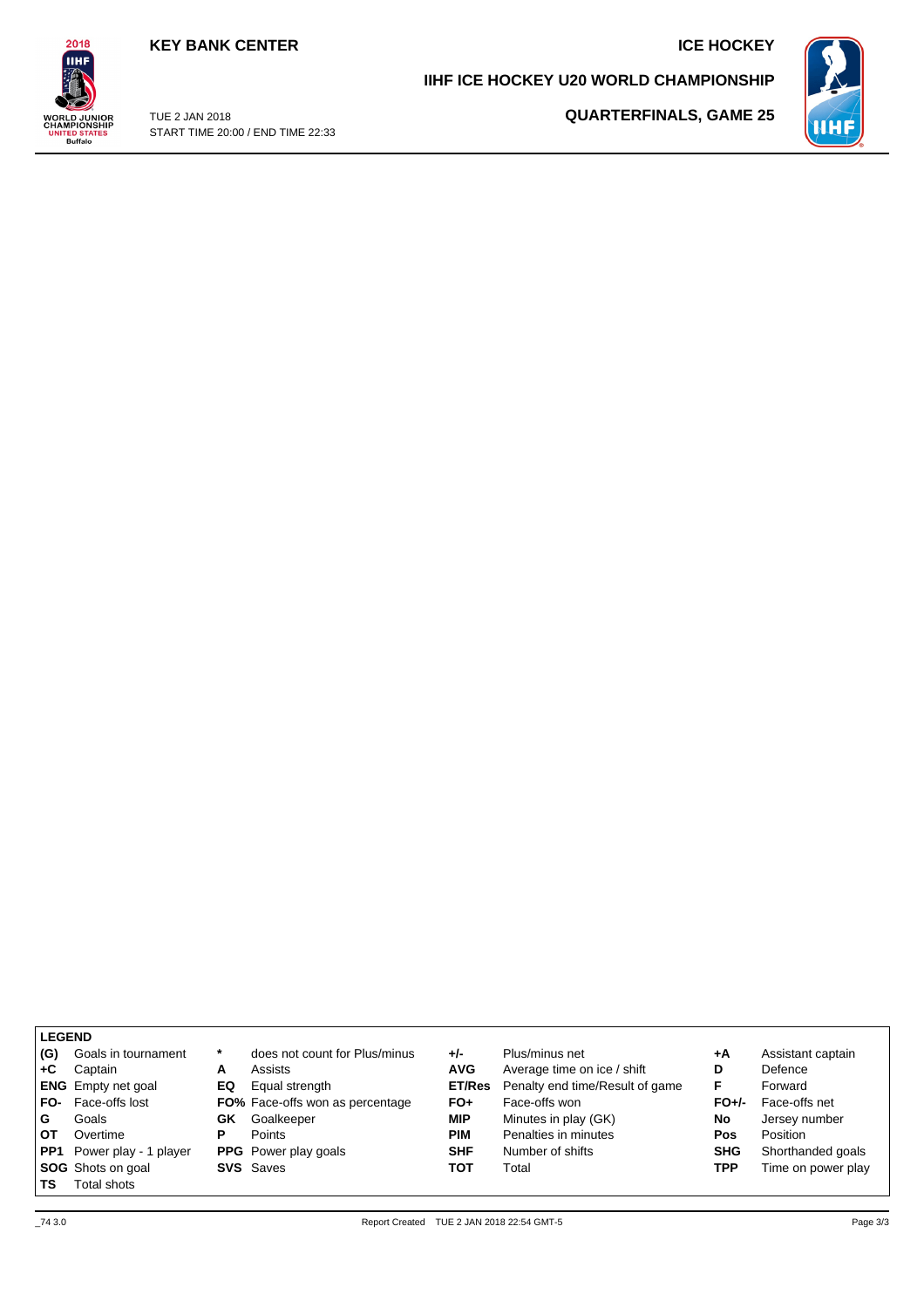**KEY BANK CENTER**

**ICE HOCKEY**

**IIHF ICE HOCKEY U20 WORLD CHAMPIONSHIP**

TUE 2 JAN 2018
START TIME 20:00 / END TIME 22:33

**QUARTERFINALS, GAME 25**

**LEGEND**

| | | | | | | | |
|---|---|---|---|---|---|---|---|
| **(G)** | Goals in tournament | **\*** | does not count for Plus/minus | **+/-** | Plus/minus net | **+A** | Assistant captain |
| **+C** | Captain | **A** | Assists | **AVG** | Average time on ice / shift | **D** | Defence |
| **ENG** | Empty net goal | **EQ** | Equal strength | **ET/Res** | Penalty end time/Result of game | **F** | Forward |
| **FO-** | Face-offs lost | **FO%** | Face-offs won as percentage | **FO+** | Face-offs won | **FO+/-** | Face-offs net |
| **G** | Goals | **GK** | Goalkeeper | **MIP** | Minutes in play (GK) | **No** | Jersey number |
| **OT** | Overtime | **P** | Points | **PIM** | Penalties in minutes | **Pos** | Position |
| **PP1** | Power play - 1 player | **PPG** | Power play goals | **SHF** | Number of shifts | **SHG** | Shorthanded goals |
| **SOG** | Shots on goal | **SVS** | Saves | **TOT** | Total | **TPP** | Time on power play |
| **TS** | Total shots | | | | | | |

_74 3.0 Report Created TUE 2 JAN 2018 22:54 GMT-5